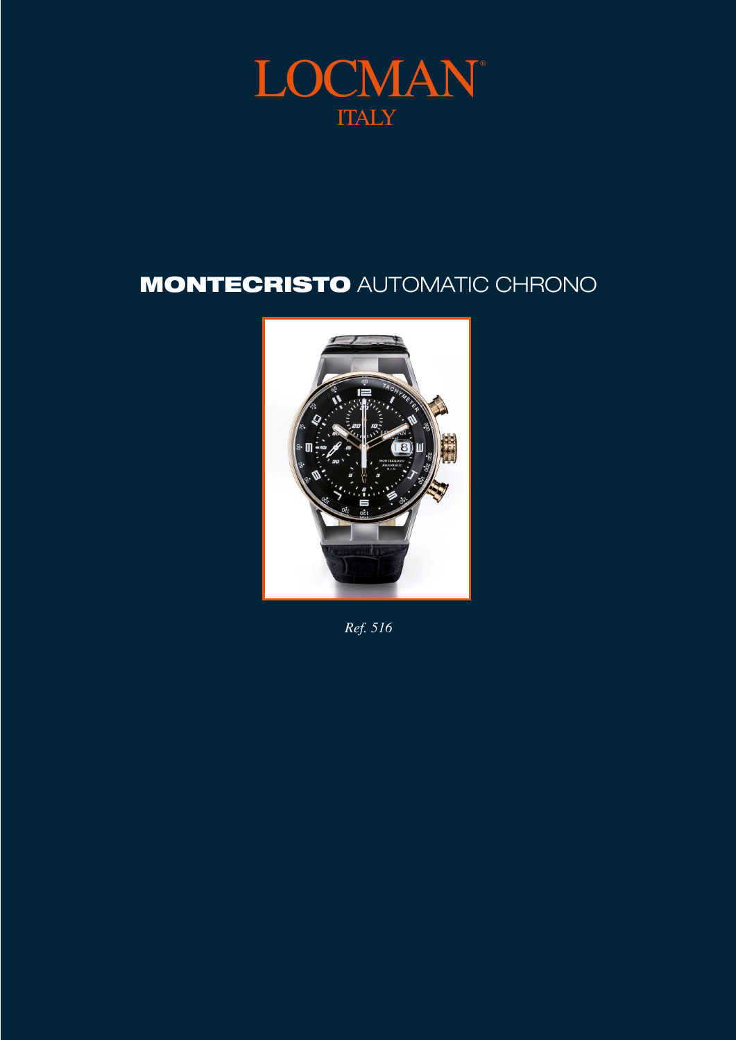# LOCMAN®
ITALY

## **MONTECRISTO** AUTOMATIC CHRONO

*Ref. 516*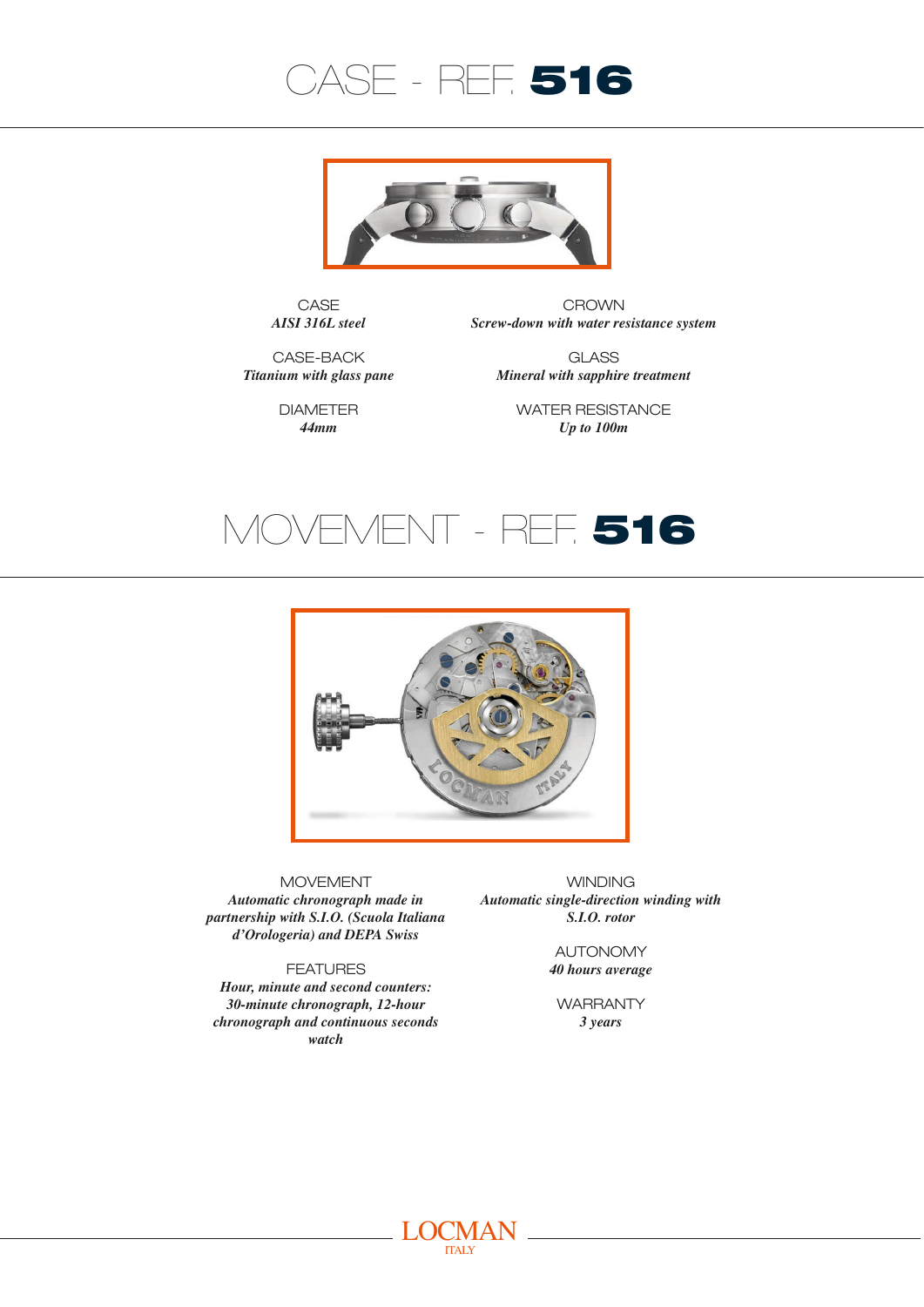# CASE - REF. 516

CASE
*AISI 316L steel*

CASE-BACK
*Titanium with glass pane*

DIAMETER
*44mm*

CROWN
*Screw-down with water resistance system*

GLASS
*Mineral with sapphire treatment*

WATER RESISTANCE
*Up to 100m*

# MOVEMENT - REF. 516

MOVEMENT
*Automatic chronograph made in partnership with S.I.O. (Scuola Italiana d'Orologeria) and DEPA Swiss*

FEATURES
*Hour, minute and second counters: 30-minute chronograph, 12-hour chronograph and continuous seconds watch*

WINDING
*Automatic single-direction winding with S.I.O. rotor*

AUTONOMY
*40 hours average*

WARRANTY
*3 years*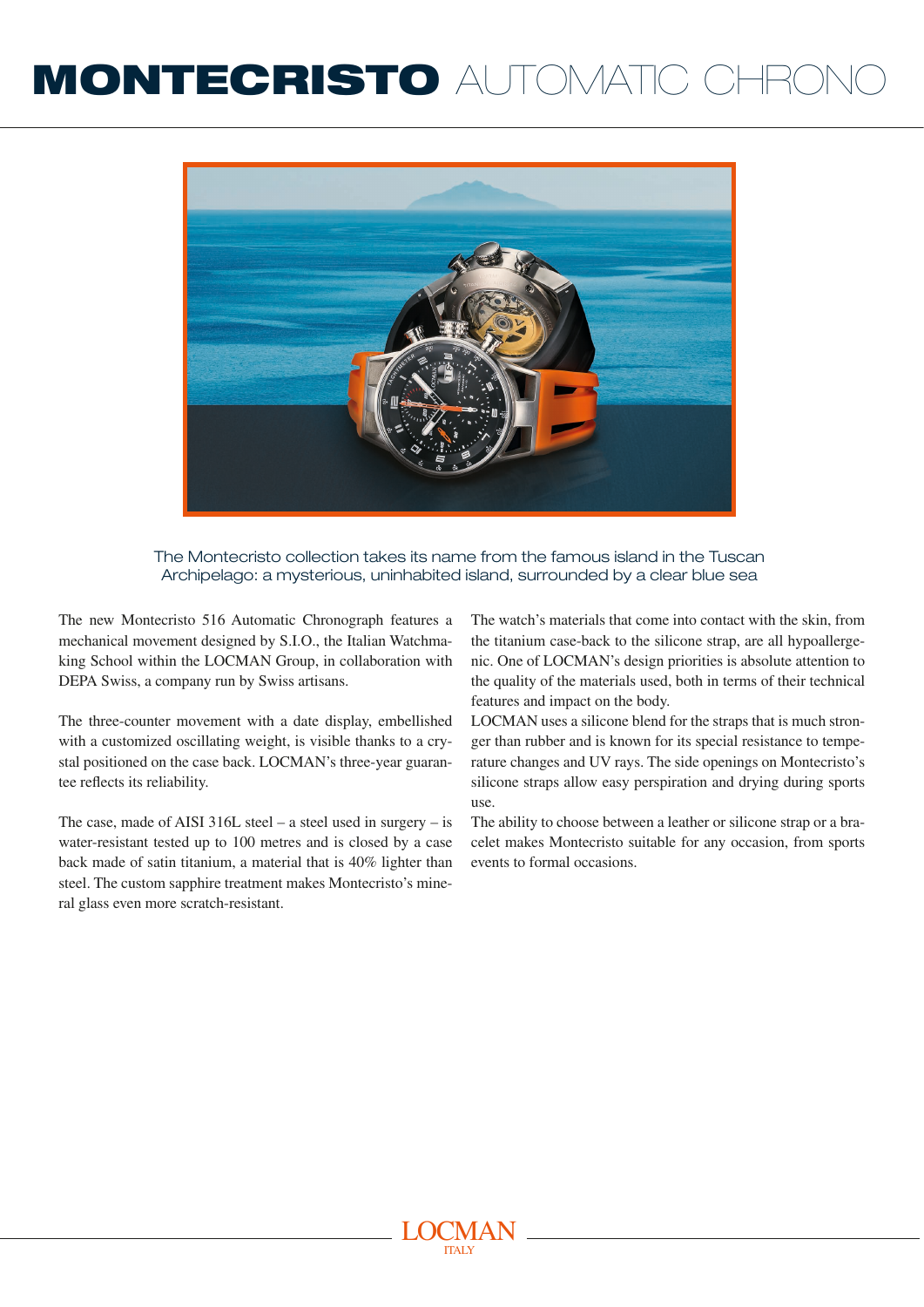# MONTECRISTO AUTOMATIC CHRONO

The Montecristo collection takes its name from the famous island in the Tuscan Archipelago: a mysterious, uninhabited island, surrounded by a clear blue sea

The new Montecristo 516 Automatic Chronograph features a mechanical movement designed by S.I.O., the Italian Watchmaking School within the LOCMAN Group, in collaboration with DEPA Swiss, a company run by Swiss artisans.

The three-counter movement with a date display, embellished with a customized oscillating weight, is visible thanks to a crystal positioned on the case back. LOCMAN's three-year guarantee reflects its reliability.

The case, made of AISI 316L steel – a steel used in surgery – is water-resistant tested up to 100 metres and is closed by a case back made of satin titanium, a material that is 40% lighter than steel. The custom sapphire treatment makes Montecristo's mineral glass even more scratch-resistant.

The watch's materials that come into contact with the skin, from the titanium case-back to the silicone strap, are all hypoallergenic. One of LOCMAN's design priorities is absolute attention to the quality of the materials used, both in terms of their technical features and impact on the body.

LOCMAN uses a silicone blend for the straps that is much stronger than rubber and is known for its special resistance to temperature changes and UV rays. The side openings on Montecristo's silicone straps allow easy perspiration and drying during sports use.

The ability to choose between a leather or silicone strap or a bracelet makes Montecristo suitable for any occasion, from sports events to formal occasions.

LOCMAN
ITALY